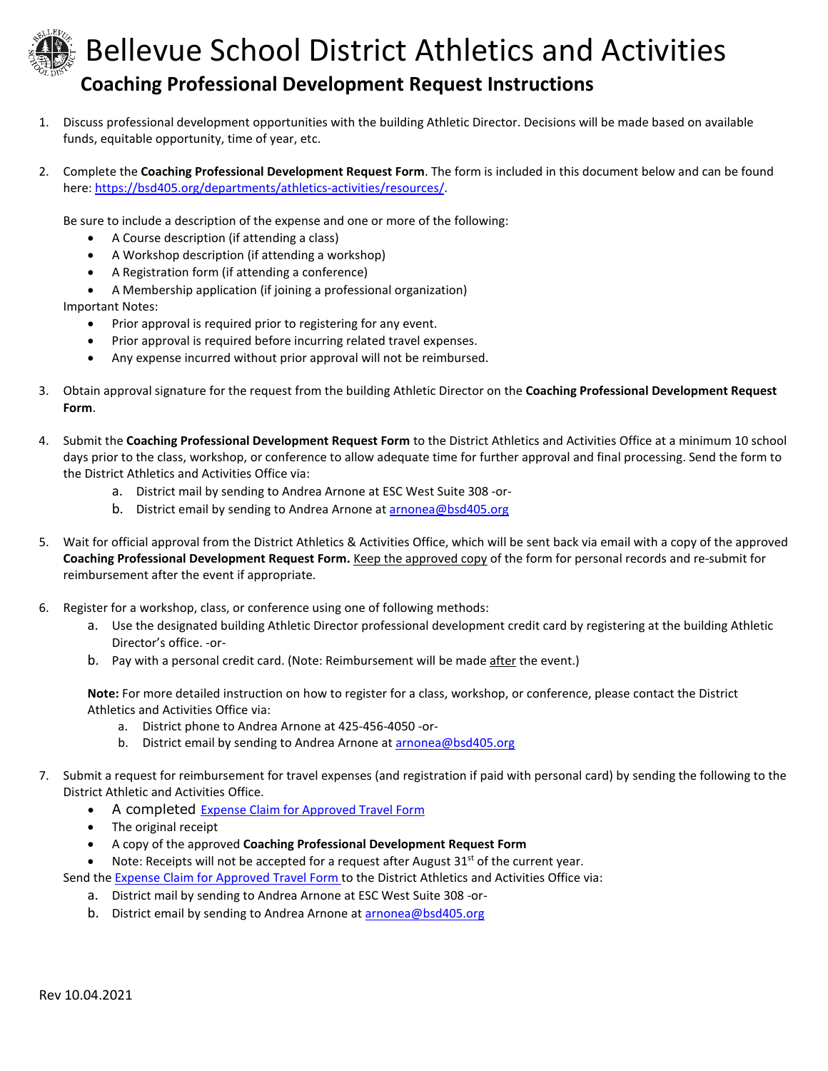# Bellevue School District Athletics and Activities

## Coaching Professional Development Request Instructions

1. Discuss professional development opportunities with the building Athletic Director. Decisions will be made based on available funds, equitable opportunity, time of year, etc.

2. Complete the **Coaching Professional Development Request Form**. The form is included in this document below and can be found here: [https://bsd405.org/departments/athletics-activities/resources/](https://bsd405.org/departments/athletics-activities/resources/).

   Be sure to include a description of the expense and one or more of the following:
   - A Course description (if attending a class)
   - A Workshop description (if attending a workshop)
   - A Registration form (if attending a conference)
   - A Membership application (if joining a professional organization)

   Important Notes:
   - Prior approval is required prior to registering for any event.
   - Prior approval is required before incurring related travel expenses.
   - Any expense incurred without prior approval will not be reimbursed.

3. Obtain approval signature for the request from the building Athletic Director on the **Coaching Professional Development Request Form**.

4. Submit the **Coaching Professional Development Request Form** to the District Athletics and Activities Office at a minimum 10 school days prior to the class, workshop, or conference to allow adequate time for further approval and final processing. Send the form to the District Athletics and Activities Office via:
   a. District mail by sending to Andrea Arnone at ESC West Suite 308 -or-
   b. District email by sending to Andrea Arnone at [arnonea@bsd405.org](mailto:arnonea@bsd405.org)

5. Wait for official approval from the District Athletics & Activities Office, which will be sent back via email with a copy of the approved **Coaching Professional Development Request Form.** Keep the approved copy of the form for personal records and re-submit for reimbursement after the event if appropriate.

6. Register for a workshop, class, or conference using one of following methods:
   a. Use the designated building Athletic Director professional development credit card by registering at the building Athletic Director's office. -or-
   b. Pay with a personal credit card. (Note: Reimbursement will be made after the event.)

   **Note:** For more detailed instruction on how to register for a class, workshop, or conference, please contact the District Athletics and Activities Office via:
   a. District phone to Andrea Arnone at 425-456-4050 -or-
   b. District email by sending to Andrea Arnone at [arnonea@bsd405.org](mailto:arnonea@bsd405.org)

7. Submit a request for reimbursement for travel expenses (and registration if paid with personal card) by sending the following to the District Athletic and Activities Office.
   - A completed Expense Claim for Approved Travel Form
   - The original receipt
   - A copy of the approved **Coaching Professional Development Request Form**
   - Note: Receipts will not be accepted for a request after August 31st of the current year.

   Send the Expense Claim for Approved Travel Form to the District Athletics and Activities Office via:
   a. District mail by sending to Andrea Arnone at ESC West Suite 308 -or-
   b. District email by sending to Andrea Arnone at [arnonea@bsd405.org](mailto:arnonea@bsd405.org)

Rev 10.04.2021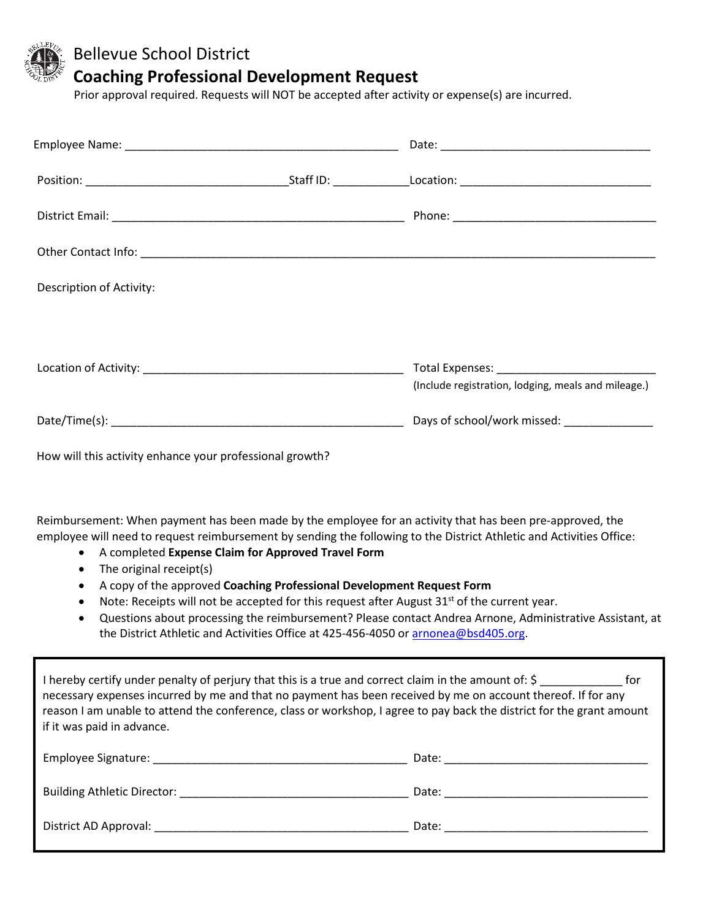# Bellevue School District

## Coaching Professional Development Request

Prior approval required. Requests will NOT be accepted after activity or expense(s) are incurred.

Employee Name: ___________________________________________ Date: _________________________________

Position: _______________________________ Staff ID: ___________ Location: _____________________________

District Email: ______________________________________________ Phone: ________________________________

Other Contact Info: _________________________________________________________________________________

Description of Activity:

Location of Activity: _________________________________________ Total Expenses: ________________________

(Include registration, lodging, meals and mileage.)

Date/Time(s): _____________________________________________ Days of school/work missed: ______________

How will this activity enhance your professional growth?

Reimbursement: When payment has been made by the employee for an activity that has been pre-approved, the employee will need to request reimbursement by sending the following to the District Athletic and Activities Office:

- A completed **Expense Claim for Approved Travel Form**
- The original receipt(s)
- A copy of the approved **Coaching Professional Development Request Form**
- Note: Receipts will not be accepted for this request after August 31st of the current year.
- Questions about processing the reimbursement? Please contact Andrea Arnone, Administrative Assistant, at the District Athletic and Activities Office at 425-456-4050 or arnonea@bsd405.org.

I hereby certify under penalty of perjury that this is a true and correct claim in the amount of: $ ____________ for necessary expenses incurred by me and that no payment has been received by me on account thereof. If for any reason I am unable to attend the conference, class or workshop, I agree to pay back the district for the grant amount if it was paid in advance.

Employee Signature: ________________________________________ Date: ________________________________

Building Athletic Director: ___________________________________ Date: ________________________________

District AD Approval: _______________________________________ Date: ________________________________